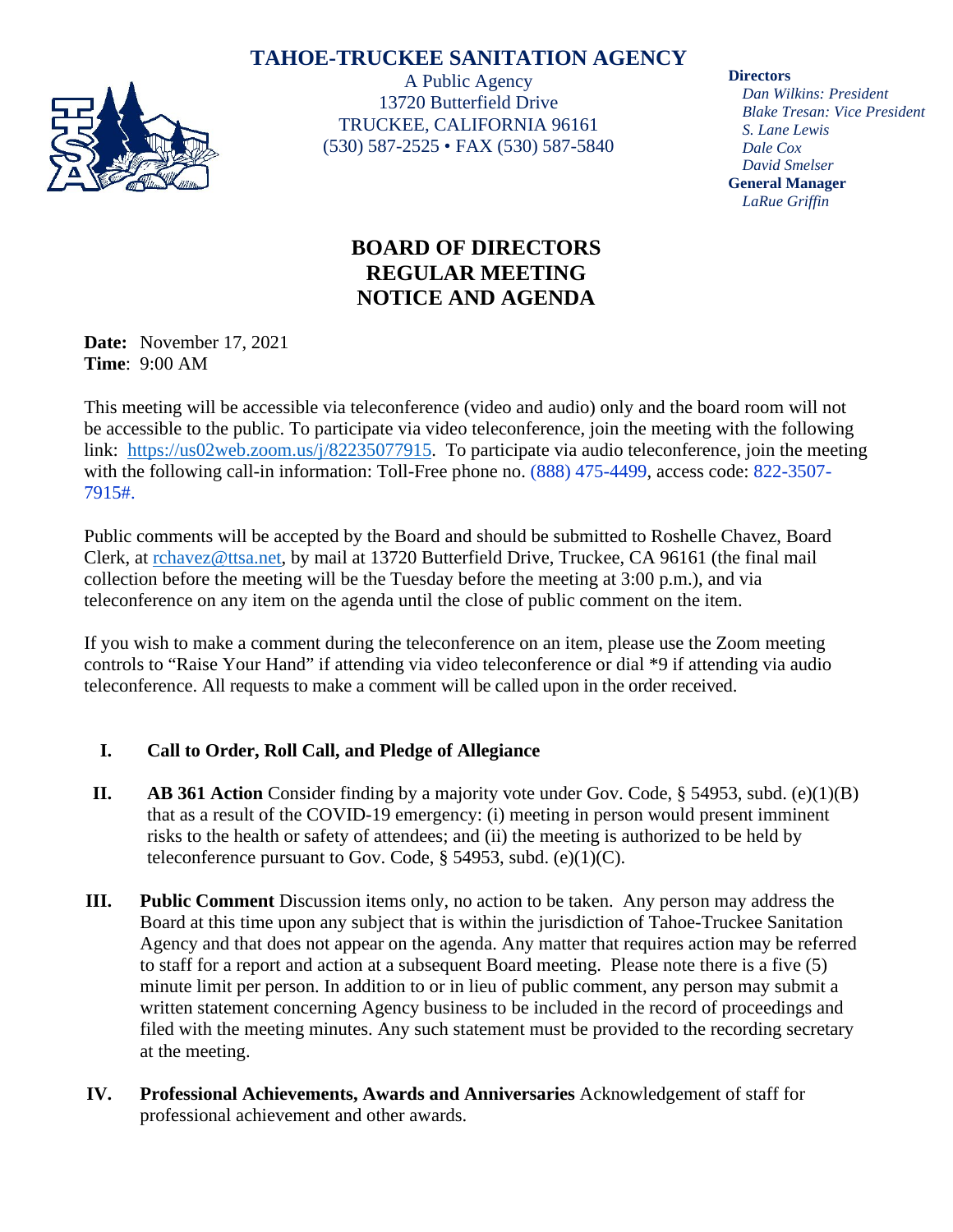# TAHOE-TRUCKEE SANITATION AGENCY

A Public Agency
13720 Butterfield Drive
TRUCKEE, CALIFORNIA 96161
(530) 587-2525 • FAX (530) 587-5840

**Directors**
*Dan Wilkins: President*
*Blake Tresan: Vice President*
*S. Lane Lewis*
*Dale Cox*
*David Smelser*
**General Manager**
*LaRue Griffin*

## BOARD OF DIRECTORS REGULAR MEETING NOTICE AND AGENDA

**Date:** November 17, 2021
**Time**: 9:00 AM

This meeting will be accessible via teleconference (video and audio) only and the board room will not be accessible to the public. To participate via video teleconference, join the meeting with the following link: https://us02web.zoom.us/j/82235077915. To participate via audio teleconference, join the meeting with the following call-in information: Toll-Free phone no. (888) 475-4499, access code: 822-3507-7915#.

Public comments will be accepted by the Board and should be submitted to Roshelle Chavez, Board Clerk, at rchavez@ttsa.net, by mail at 13720 Butterfield Drive, Truckee, CA 96161 (the final mail collection before the meeting will be the Tuesday before the meeting at 3:00 p.m.), and via teleconference on any item on the agenda until the close of public comment on the item.

If you wish to make a comment during the teleconference on an item, please use the Zoom meeting controls to "Raise Your Hand" if attending via video teleconference or dial *9 if attending via audio teleconference. All requests to make a comment will be called upon in the order received.

I. **Call to Order, Roll Call, and Pledge of Allegiance**

II. **AB 361 Action** Consider finding by a majority vote under Gov. Code, § 54953, subd. (e)(1)(B) that as a result of the COVID-19 emergency: (i) meeting in person would present imminent risks to the health or safety of attendees; and (ii) the meeting is authorized to be held by teleconference pursuant to Gov. Code, § 54953, subd. (e)(1)(C).

III. **Public Comment** Discussion items only, no action to be taken. Any person may address the Board at this time upon any subject that is within the jurisdiction of Tahoe-Truckee Sanitation Agency and that does not appear on the agenda. Any matter that requires action may be referred to staff for a report and action at a subsequent Board meeting. Please note there is a five (5) minute limit per person. In addition to or in lieu of public comment, any person may submit a written statement concerning Agency business to be included in the record of proceedings and filed with the meeting minutes. Any such statement must be provided to the recording secretary at the meeting.

IV. **Professional Achievements, Awards and Anniversaries** Acknowledgement of staff for professional achievement and other awards.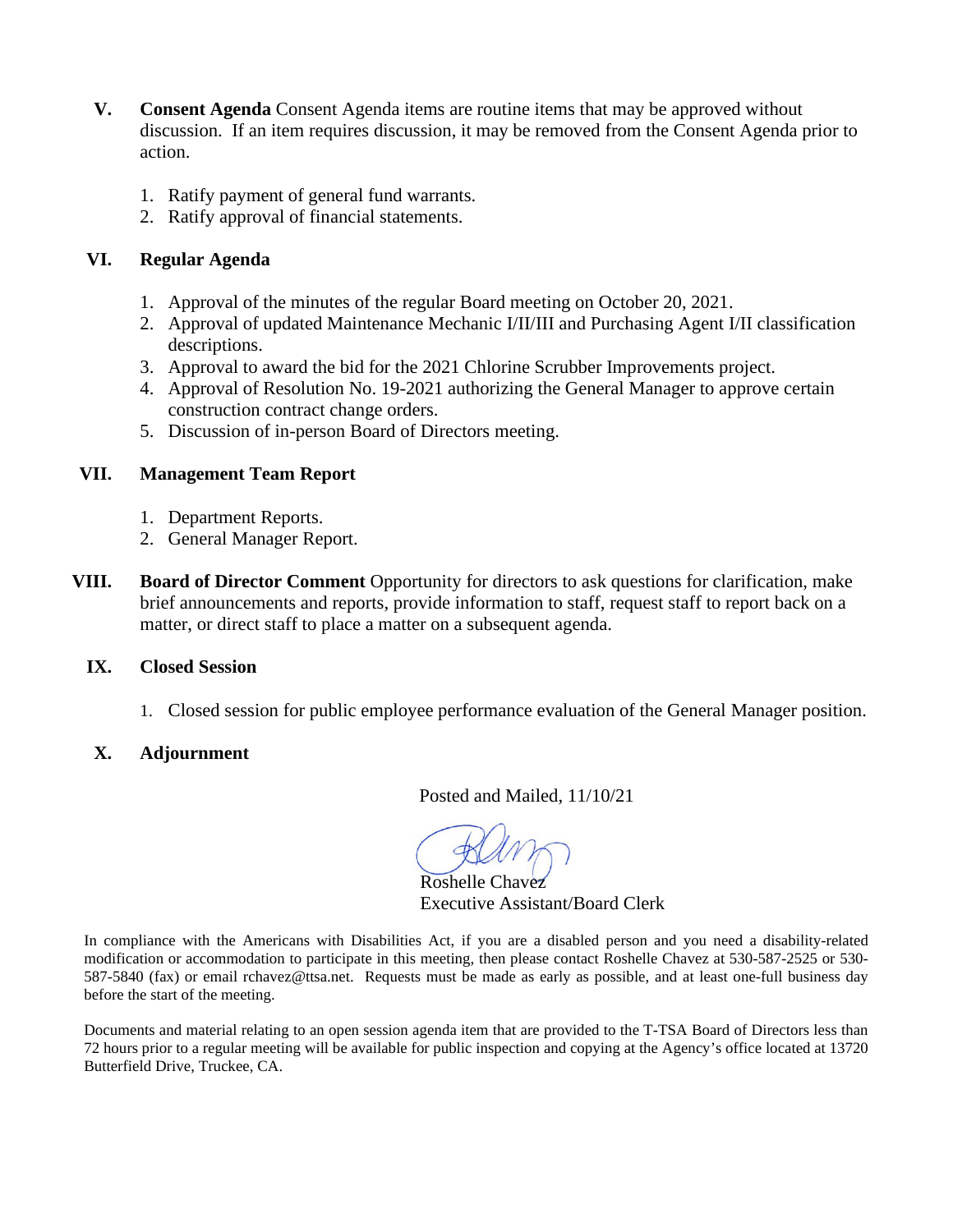**V. Consent Agenda** Consent Agenda items are routine items that may be approved without discussion. If an item requires discussion, it may be removed from the Consent Agenda prior to action.

1. Ratify payment of general fund warrants.
2. Ratify approval of financial statements.

**VI. Regular Agenda**

1. Approval of the minutes of the regular Board meeting on October 20, 2021.
2. Approval of updated Maintenance Mechanic I/II/III and Purchasing Agent I/II classification descriptions.
3. Approval to award the bid for the 2021 Chlorine Scrubber Improvements project.
4. Approval of Resolution No. 19-2021 authorizing the General Manager to approve certain construction contract change orders.
5. Discussion of in-person Board of Directors meeting.

**VII. Management Team Report**

1. Department Reports.
2. General Manager Report.

**VIII. Board of Director Comment** Opportunity for directors to ask questions for clarification, make brief announcements and reports, provide information to staff, request staff to report back on a matter, or direct staff to place a matter on a subsequent agenda.

**IX. Closed Session**

1. Closed session for public employee performance evaluation of the General Manager position.

**X. Adjournment**

Posted and Mailed, 11/10/21

Roshelle Chavez
Executive Assistant/Board Clerk

In compliance with the Americans with Disabilities Act, if you are a disabled person and you need a disability-related modification or accommodation to participate in this meeting, then please contact Roshelle Chavez at 530-587-2525 or 530-587-5840 (fax) or email rchavez@ttsa.net. Requests must be made as early as possible, and at least one-full business day before the start of the meeting.

Documents and material relating to an open session agenda item that are provided to the T-TSA Board of Directors less than 72 hours prior to a regular meeting will be available for public inspection and copying at the Agency's office located at 13720 Butterfield Drive, Truckee, CA.